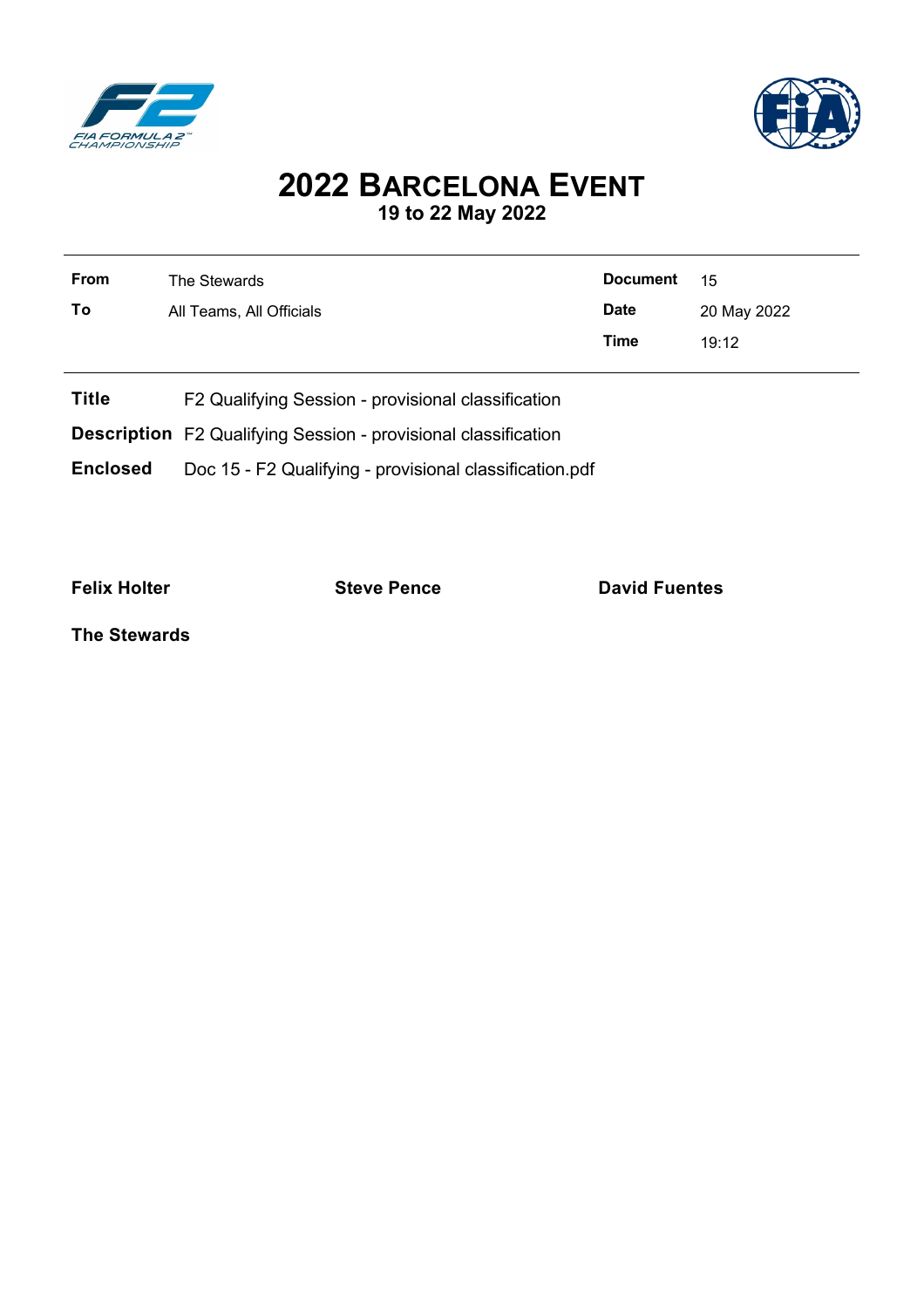# 2022 BARCELONA EVENT

## 19 to 22 May 2022

| | | | |
|---|---|---|---|
| **From** | The Stewards | **Document** | 15 |
| **To** | All Teams, All Officials | **Date** | 20 May 2022 |
| | | **Time** | 19:12 |

**Title** F2 Qualifying Session - provisional classification

**Description** F2 Qualifying Session - provisional classification

**Enclosed** Doc 15 - F2 Qualifying - provisional classification.pdf

**Felix Holter** **Steve Pence** **David Fuentes**

**The Stewards**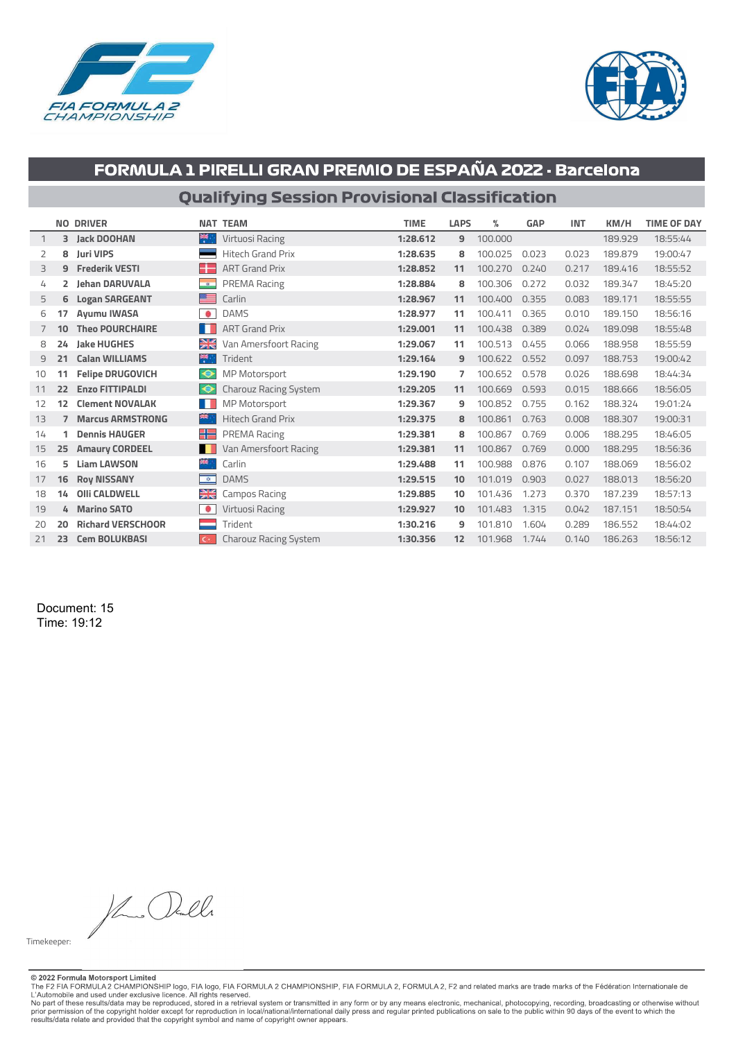# FORMULA 1 PIRELLI GRAN PREMIO DE ESPAÑA 2022 - Barcelona

## Qualifying Session Provisional Classification

| | NO | DRIVER | NAT | TEAM | TIME | LAPS | % | GAP | INT | KM/H | TIME OF DAY |
|---|---|---|---|---|---|---|---|---|---|---|---|
| 1 | 3 | **Jack DOOHAN** | | Virtuosi Racing | **1:28.612** | 9 | 100.000 | | | 189.929 | 18:55:44 |
| 2 | 8 | **Juri VIPS** | | Hitech Grand Prix | **1:28.635** | 8 | 100.025 | 0.023 | 0.023 | 189.879 | 19:00:47 |
| 3 | 9 | **Frederik VESTI** | | ART Grand Prix | **1:28.852** | 11 | 100.270 | 0.240 | 0.217 | 189.416 | 18:55:52 |
| 4 | 2 | **Jehan DARUVALA** | | PREMA Racing | **1:28.884** | 8 | 100.306 | 0.272 | 0.032 | 189.347 | 18:45:20 |
| 5 | 6 | **Logan SARGEANT** | | Carlin | **1:28.967** | 11 | 100.400 | 0.355 | 0.083 | 189.171 | 18:55:55 |
| 6 | 17 | **Ayumu IWASA** | | DAMS | **1:28.977** | 11 | 100.411 | 0.365 | 0.010 | 189.150 | 18:56:16 |
| 7 | 10 | **Theo POURCHAIRE** | | ART Grand Prix | **1:29.001** | 11 | 100.438 | 0.389 | 0.024 | 189.098 | 18:55:48 |
| 8 | 24 | **Jake HUGHES** | | Van Amersfoort Racing | **1:29.067** | 11 | 100.513 | 0.455 | 0.066 | 188.958 | 18:55:59 |
| 9 | 21 | **Calan WILLIAMS** | | Trident | **1:29.164** | 9 | 100.622 | 0.552 | 0.097 | 188.753 | 19:00:42 |
| 10 | 11 | **Felipe DRUGOVICH** | | MP Motorsport | **1:29.190** | 7 | 100.652 | 0.578 | 0.026 | 188.698 | 18:44:34 |
| 11 | 22 | **Enzo FITTIPALDI** | | Charouz Racing System | **1:29.205** | 11 | 100.669 | 0.593 | 0.015 | 188.666 | 18:56:05 |
| 12 | 12 | **Clement NOVALAK** | | MP Motorsport | **1:29.367** | 9 | 100.852 | 0.755 | 0.162 | 188.324 | 19:01:24 |
| 13 | 7 | **Marcus ARMSTRONG** | | Hitech Grand Prix | **1:29.375** | 8 | 100.861 | 0.763 | 0.008 | 188.307 | 19:00:31 |
| 14 | 1 | **Dennis HAUGER** | | PREMA Racing | **1:29.381** | 8 | 100.867 | 0.769 | 0.006 | 188.295 | 18:46:05 |
| 15 | 25 | **Amaury CORDEEL** | | Van Amersfoort Racing | **1:29.381** | 11 | 100.867 | 0.769 | 0.000 | 188.295 | 18:56:36 |
| 16 | 5 | **Liam LAWSON** | | Carlin | **1:29.488** | 11 | 100.988 | 0.876 | 0.107 | 188.069 | 18:56:02 |
| 17 | 16 | **Roy NISSANY** | | DAMS | **1:29.515** | 10 | 101.019 | 0.903 | 0.027 | 188.013 | 18:56:20 |
| 18 | 14 | **Olli CALDWELL** | | Campos Racing | **1:29.885** | 10 | 101.436 | 1.273 | 0.370 | 187.239 | 18:57:13 |
| 19 | 4 | **Marino SATO** | | Virtuosi Racing | **1:29.927** | 10 | 101.483 | 1.315 | 0.042 | 187.151 | 18:50:54 |
| 20 | 20 | **Richard VERSCHOOR** | | Trident | **1:30.216** | 9 | 101.810 | 1.604 | 0.289 | 186.552 | 18:44:02 |
| 21 | 23 | **Cem BOLUKBASI** | | Charouz Racing System | **1:30.356** | 12 | 101.968 | 1.744 | 0.140 | 186.263 | 18:56:12 |

Document: 15
Time: 19:12

Timekeeper:

© 2022 Formula Motorsport Limited
The F2 FIA FORMULA 2 CHAMPIONSHIP logo, FIA logo, FIA FORMULA 2 CHAMPIONSHIP, FIA FORMULA 2, FORMULA 2, F2 and related marks are trade marks of the Fédération Internationale de L'Automobile and used under exclusive licence. All rights reserved.
No part of these results/data may be reproduced, stored in a retrieval system or transmitted in any form or by any means electronic, mechanical, photocopying, recording, broadcasting or otherwise without prior permission of the copyright holder except for reproduction in local/national/international daily press and regular printed publications on sale to the public within 90 days of the event to which the results/data relate and provided that the copyright symbol and name of copyright owner appears.